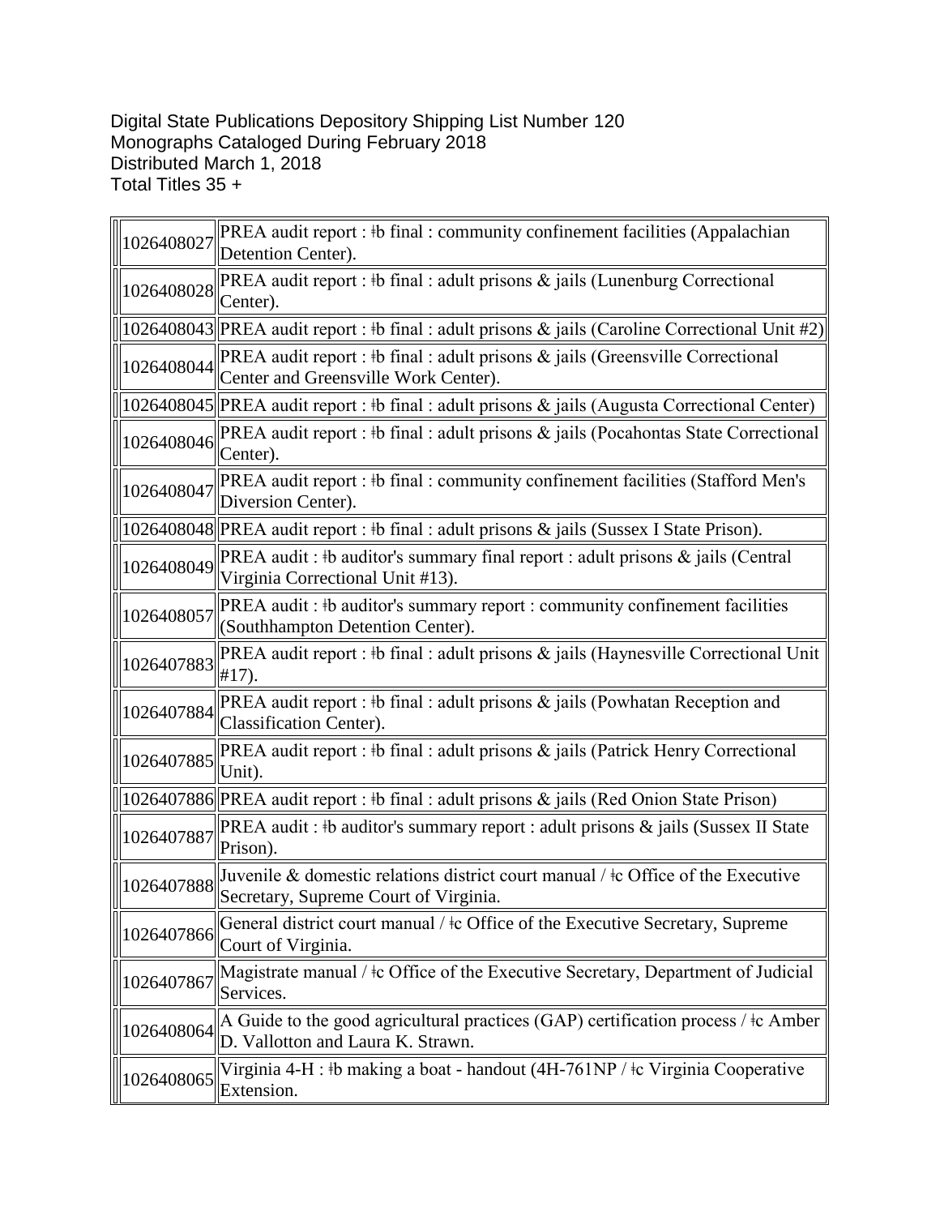Digital State Publications Depository Shipping List Number 120
Monographs Cataloged During February 2018
Distributed March 1, 2018
Total Titles 35 +

| | |
|---|---|
| 1026408027 | PREA audit report : ǂb final : community confinement facilities (Appalachian Detention Center). |
| 1026408028 | PREA audit report : ǂb final : adult prisons & jails (Lunenburg Correctional Center). |
| 1026408043 | PREA audit report : ǂb final : adult prisons & jails (Caroline Correctional Unit #2) |
| 1026408044 | PREA audit report : ǂb final : adult prisons & jails (Greensville Correctional Center and Greensville Work Center). |
| 1026408045 | PREA audit report : ǂb final : adult prisons & jails (Augusta Correctional Center) |
| 1026408046 | PREA audit report : ǂb final : adult prisons & jails (Pocahontas State Correctional Center). |
| 1026408047 | PREA audit report : ǂb final : community confinement facilities (Stafford Men's Diversion Center). |
| 1026408048 | PREA audit report : ǂb final : adult prisons & jails (Sussex I State Prison). |
| 1026408049 | PREA audit : ǂb auditor's summary final report : adult prisons & jails (Central Virginia Correctional Unit #13). |
| 1026408057 | PREA audit : ǂb auditor's summary report : community confinement facilities (Southhampton Detention Center). |
| 1026407883 | PREA audit report : ǂb final : adult prisons & jails (Haynesville Correctional Unit #17). |
| 1026407884 | PREA audit report : ǂb final : adult prisons & jails (Powhatan Reception and Classification Center). |
| 1026407885 | PREA audit report : ǂb final : adult prisons & jails (Patrick Henry Correctional Unit). |
| 1026407886 | PREA audit report : ǂb final : adult prisons & jails (Red Onion State Prison) |
| 1026407887 | PREA audit : ǂb auditor's summary report : adult prisons & jails (Sussex II State Prison). |
| 1026407888 | Juvenile & domestic relations district court manual / ǂc Office of the Executive Secretary, Supreme Court of Virginia. |
| 1026407866 | General district court manual / ǂc Office of the Executive Secretary, Supreme Court of Virginia. |
| 1026407867 | Magistrate manual / ǂc Office of the Executive Secretary, Department of Judicial Services. |
| 1026408064 | A Guide to the good agricultural practices (GAP) certification process / ǂc Amber D. Vallotton and Laura K. Strawn. |
| 1026408065 | Virginia 4-H : ǂb making a boat - handout (4H-761NP / ǂc Virginia Cooperative Extension. |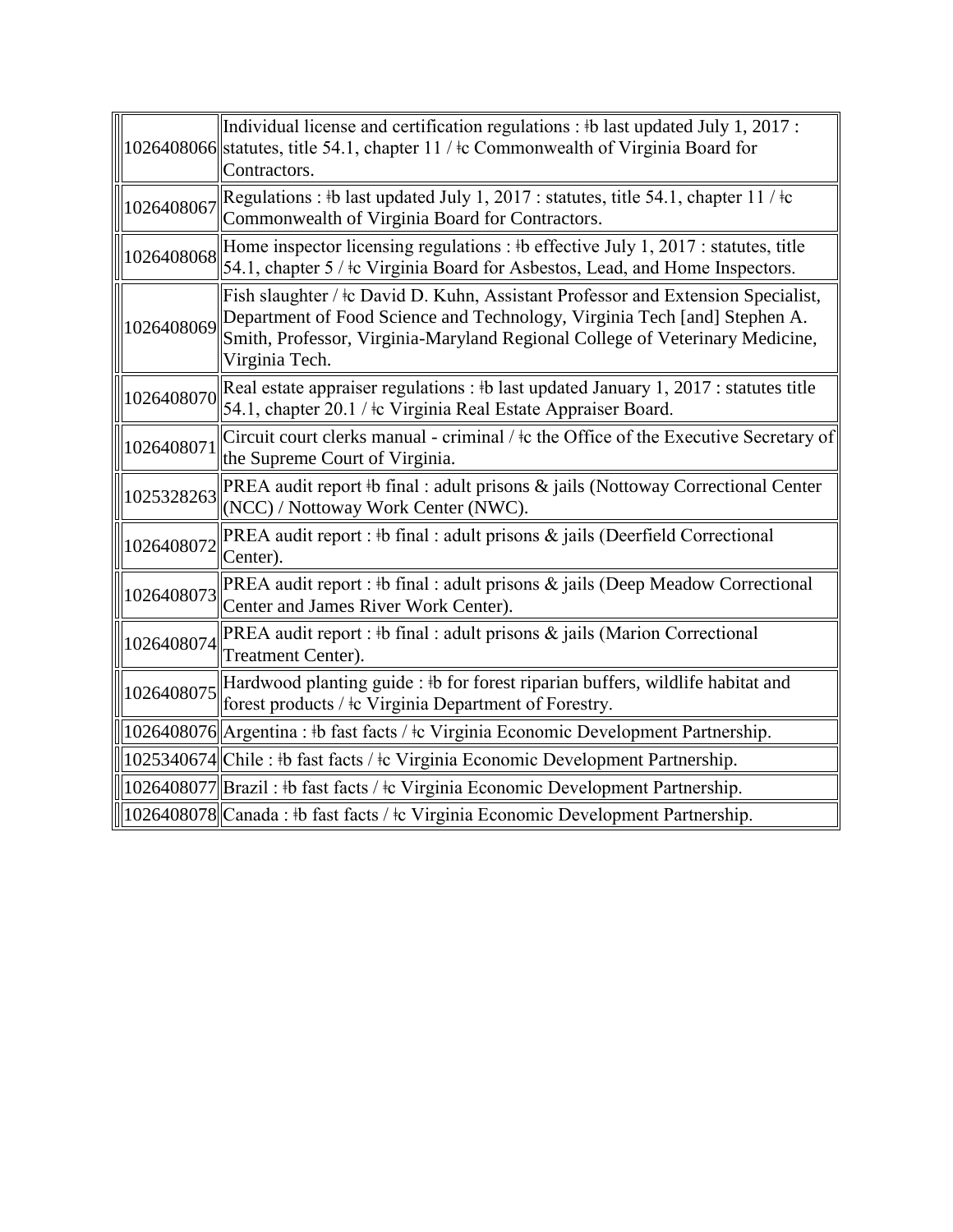| | |
|---|---|
| 1026408066 | Individual license and certification regulations : ǂb last updated July 1, 2017 : statutes, title 54.1, chapter 11 / ǂc Commonwealth of Virginia Board for Contractors. |
| 1026408067 | Regulations : ǂb last updated July 1, 2017 : statutes, title 54.1, chapter 11 / ǂc Commonwealth of Virginia Board for Contractors. |
| 1026408068 | Home inspector licensing regulations : ǂb effective July 1, 2017 : statutes, title 54.1, chapter 5 / ǂc Virginia Board for Asbestos, Lead, and Home Inspectors. |
| 1026408069 | Fish slaughter / ǂc David D. Kuhn, Assistant Professor and Extension Specialist, Department of Food Science and Technology, Virginia Tech [and] Stephen A. Smith, Professor, Virginia-Maryland Regional College of Veterinary Medicine, Virginia Tech. |
| 1026408070 | Real estate appraiser regulations : ǂb last updated January 1, 2017 : statutes title 54.1, chapter 20.1 / ǂc Virginia Real Estate Appraiser Board. |
| 1026408071 | Circuit court clerks manual - criminal / ǂc the Office of the Executive Secretary of the Supreme Court of Virginia. |
| 1025328263 | PREA audit report ǂb final : adult prisons & jails (Nottoway Correctional Center (NCC) / Nottoway Work Center (NWC). |
| 1026408072 | PREA audit report : ǂb final : adult prisons & jails (Deerfield Correctional Center). |
| 1026408073 | PREA audit report : ǂb final : adult prisons & jails (Deep Meadow Correctional Center and James River Work Center). |
| 1026408074 | PREA audit report : ǂb final : adult prisons & jails (Marion Correctional Treatment Center). |
| 1026408075 | Hardwood planting guide : ǂb for forest riparian buffers, wildlife habitat and forest products / ǂc Virginia Department of Forestry. |
| 1026408076 | Argentina : ǂb fast facts / ǂc Virginia Economic Development Partnership. |
| 1025340674 | Chile : ǂb fast facts / ǂc Virginia Economic Development Partnership. |
| 1026408077 | Brazil : ǂb fast facts / ǂc Virginia Economic Development Partnership. |
| 1026408078 | Canada : ǂb fast facts / ǂc Virginia Economic Development Partnership. |